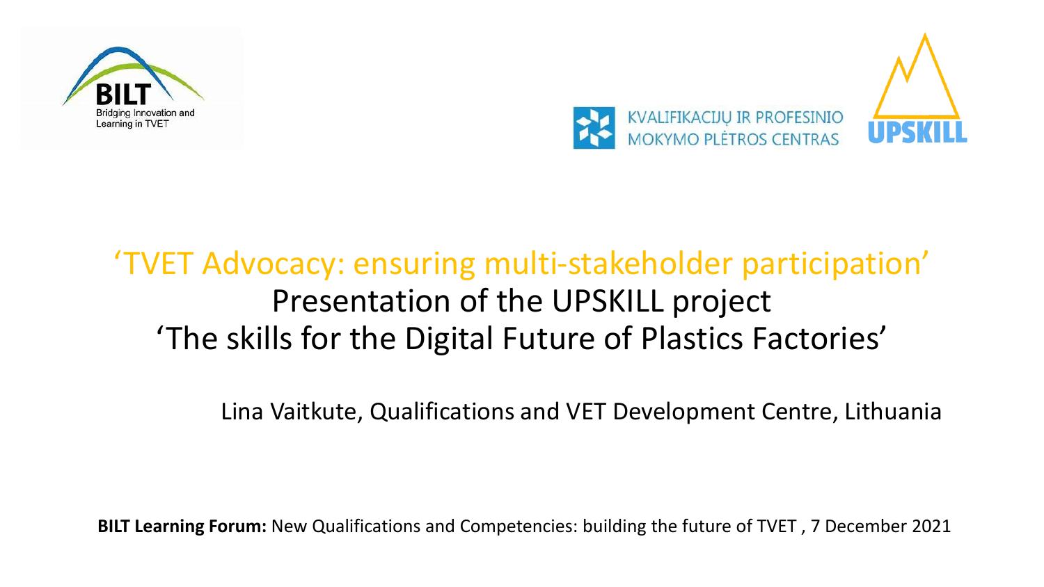BILT
Bridging Innovation and Learning in TVET

KVALIFIKACIJŲ IR PROFESINIO MOKYMO PLĖTROS CENTRAS

UPSKILL

# ‘TVET Advocacy: ensuring multi-stakeholder participation’

## Presentation of the UPSKILL project
## ‘The skills for the Digital Future of Plastics Factories’

Lina Vaitkute, Qualifications and VET Development Centre, Lithuania

**BILT Learning Forum:** New Qualifications and Competencies: building the future of TVET , 7 December 2021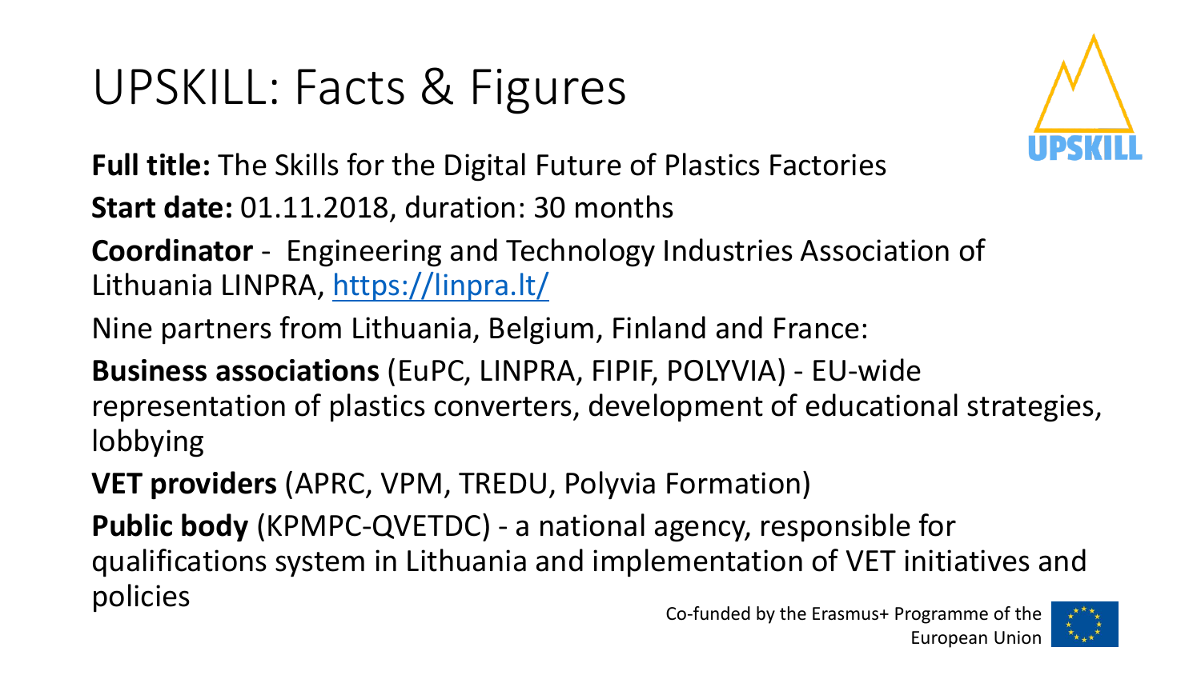# UPSKILL: Facts & Figures

**Full title:** The Skills for the Digital Future of Plastics Factories

**Start date:** 01.11.2018, duration: 30 months

**Coordinator** - Engineering and Technology Industries Association of Lithuania LINPRA, https://linpra.lt/

Nine partners from Lithuania, Belgium, Finland and France:

**Business associations** (EuPC, LINPRA, FIPIF, POLYVIA) - EU-wide representation of plastics converters, development of educational strategies, lobbying

**VET providers** (APRC, VPM, TREDU, Polyvia Formation)

**Public body** (KPMPC-QVETDC) - a national agency, responsible for qualifications system in Lithuania and implementation of VET initiatives and policies

Co-funded by the Erasmus+ Programme of the European Union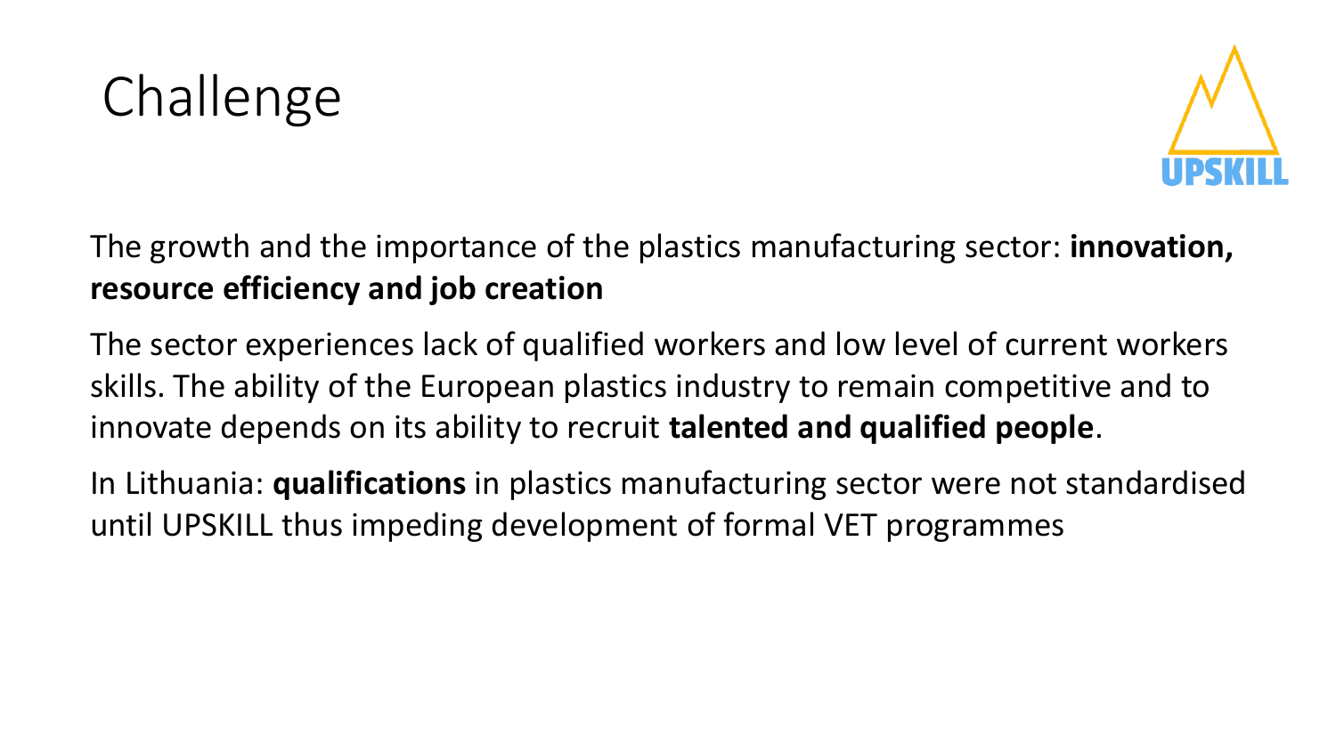# Challenge

The growth and the importance of the plastics manufacturing sector: **innovation, resource efficiency and job creation**

The sector experiences lack of qualified workers and low level of current workers skills. The ability of the European plastics industry to remain competitive and to innovate depends on its ability to recruit **talented and qualified people**.

In Lithuania: **qualifications** in plastics manufacturing sector were not standardised until UPSKILL thus impeding development of formal VET programmes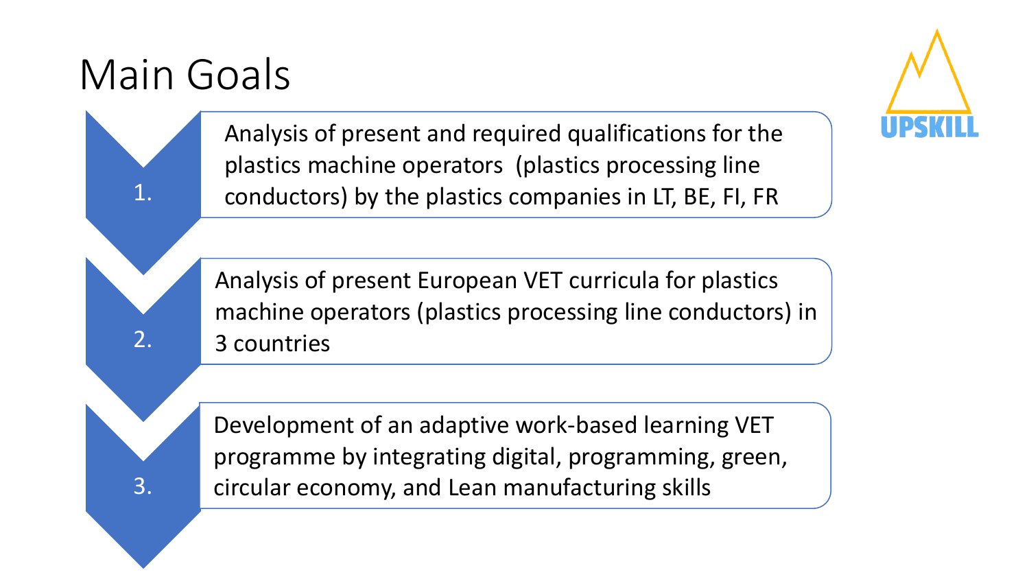# Main Goals

UPSKILL

1. Analysis of present and required qualifications for the plastics machine operators (plastics processing line conductors) by the plastics companies in LT, BE, FI, FR

2. Analysis of present European VET curricula for plastics machine operators (plastics processing line conductors) in 3 countries

3. Development of an adaptive work-based learning VET programme by integrating digital, programming, green, circular economy, and Lean manufacturing skills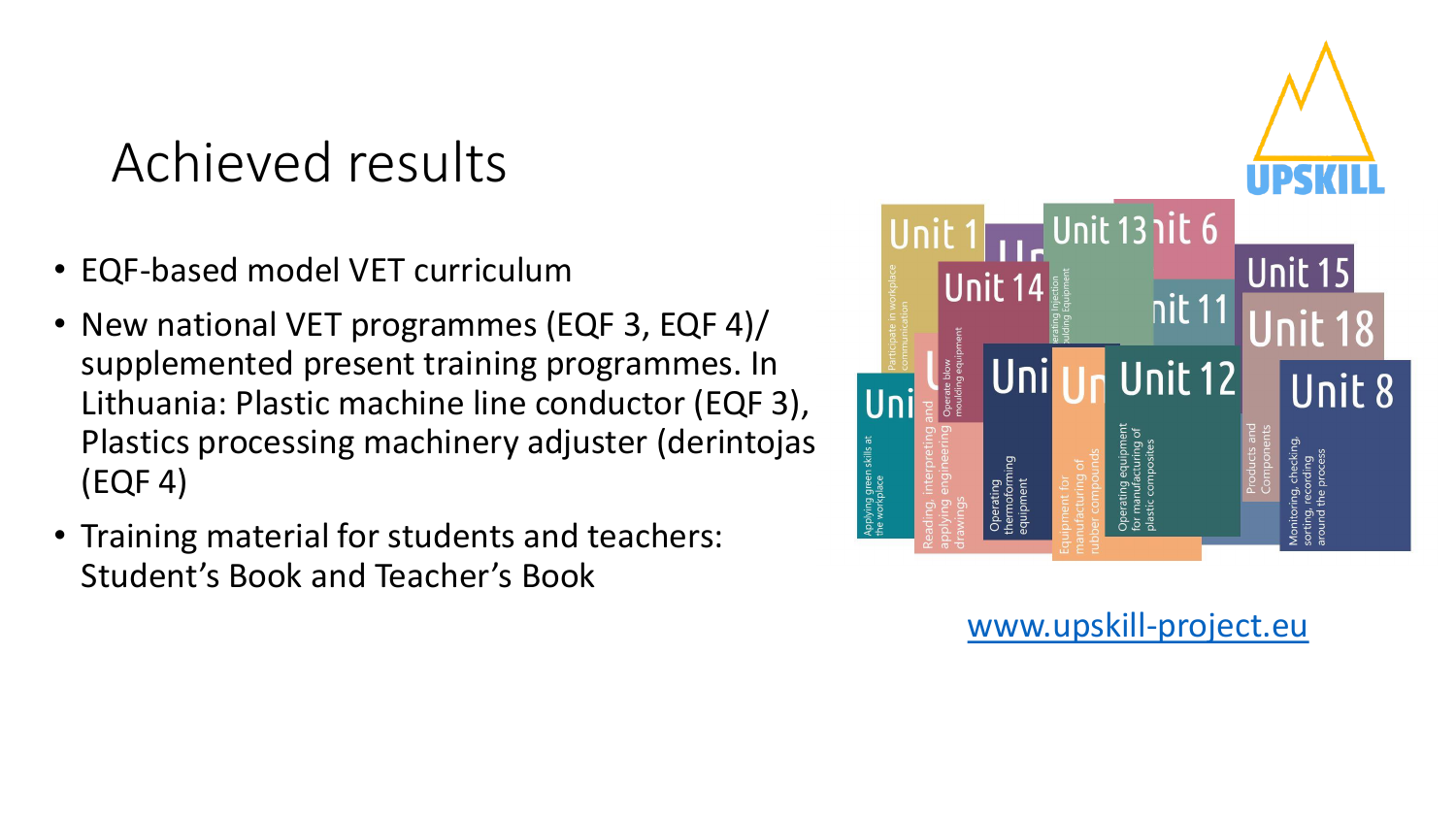# Achieved results

- EQF-based model VET curriculum
- New national VET programmes (EQF 3, EQF 4)/ supplemented present training programmes. In Lithuania: Plastic machine line conductor (EQF 3), Plastics processing machinery adjuster (derintojas (EQF 4)
- Training material for students and teachers: Student's Book and Teacher's Book

www.upskill-project.eu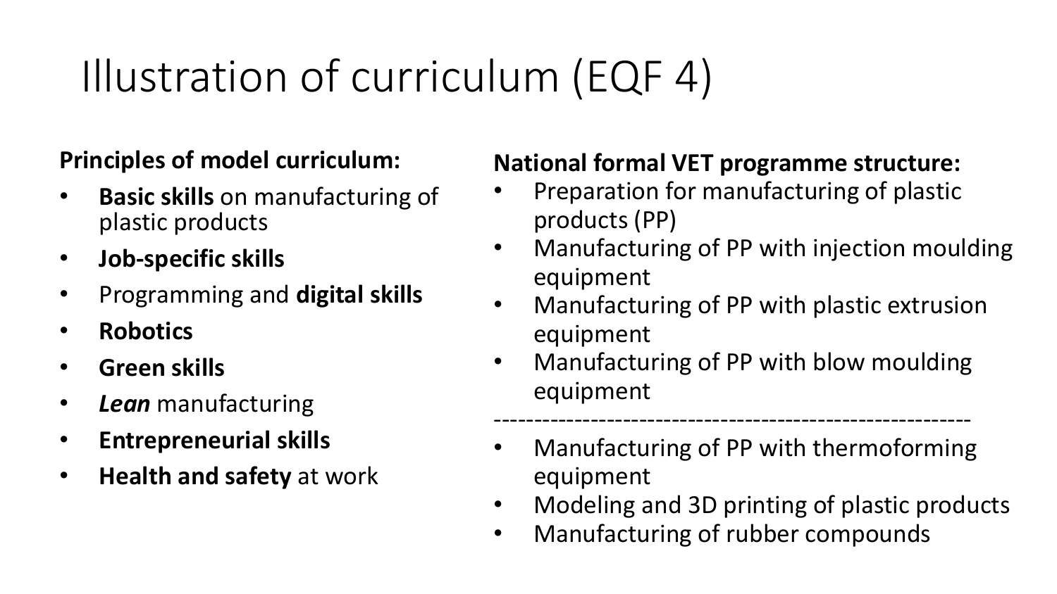# Illustration of curriculum (EQF 4)

**Principles of model curriculum:**

- **Basic skills** on manufacturing of plastic products
- **Job-specific skills**
- Programming and **digital skills**
- **Robotics**
- **Green skills**
- ***Lean*** manufacturing
- **Entrepreneurial skills**
- **Health and safety** at work

**National formal VET programme structure:**

- Preparation for manufacturing of plastic products (PP)
- Manufacturing of PP with injection moulding equipment
- Manufacturing of PP with plastic extrusion equipment
- Manufacturing of PP with blow moulding equipment

---

- Manufacturing of PP with thermoforming equipment
- Modeling and 3D printing of plastic products
- Manufacturing of rubber compounds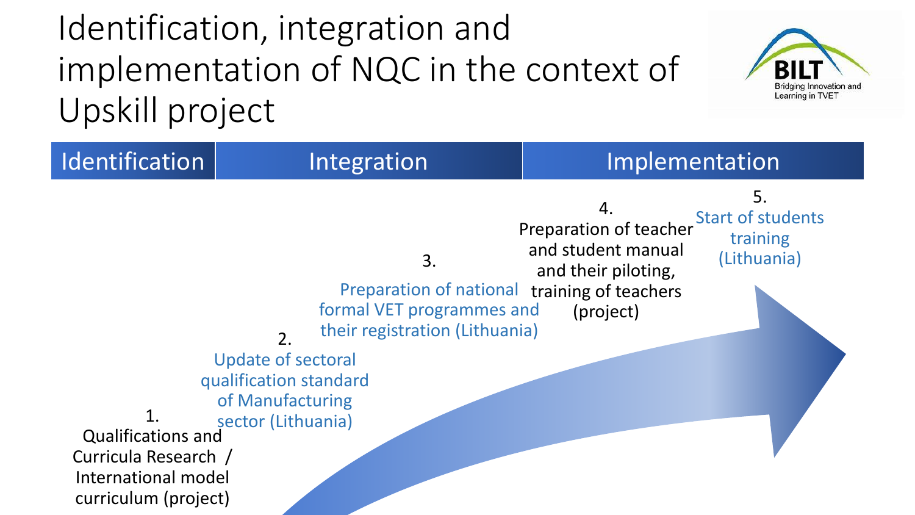# Identification, integration and implementation of NQC in the context of Upskill project

BILT Bridging Innovation and Learning in TVET

| Identification | Integration | Implementation |
| --- | --- | --- |

1. Qualifications and Curricula Research / International model curriculum (project)

2. Update of sectoral qualification standard of Manufacturing sector (Lithuania)

3. Preparation of national formal VET programmes and their registration (Lithuania)

4. Preparation of teacher and student manual and their piloting, training of teachers (project)

5. Start of students training (Lithuania)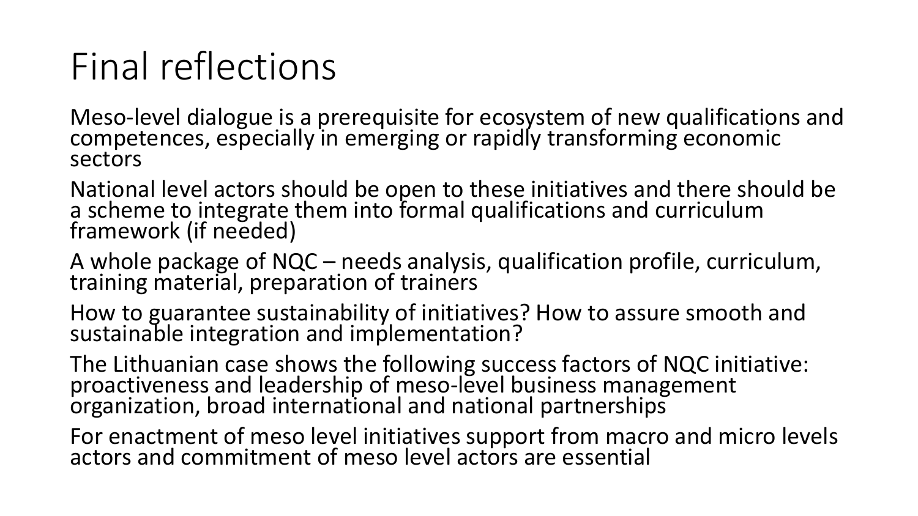# Final reflections

Meso-level dialogue is a prerequisite for ecosystem of new qualifications and competences, especially in emerging or rapidly transforming economic sectors

National level actors should be open to these initiatives and there should be a scheme to integrate them into formal qualifications and curriculum framework (if needed)

A whole package of NQC – needs analysis, qualification profile, curriculum, training material, preparation of trainers

How to guarantee sustainability of initiatives? How to assure smooth and sustainable integration and implementation?

The Lithuanian case shows the following success factors of NQC initiative: proactiveness and leadership of meso-level business management organization, broad international and national partnerships

For enactment of meso level initiatives support from macro and micro levels actors and commitment of meso level actors are essential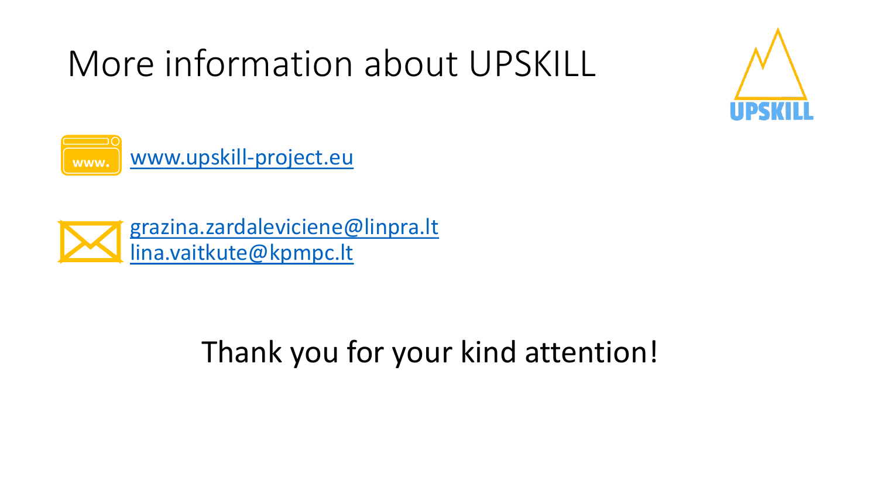# More information about UPSKILL

UPSKILL

www.upskill-project.eu

grazina.zardaleviciene@linpra.lt
lina.vaitkute@kpmpc.lt

Thank you for your kind attention!